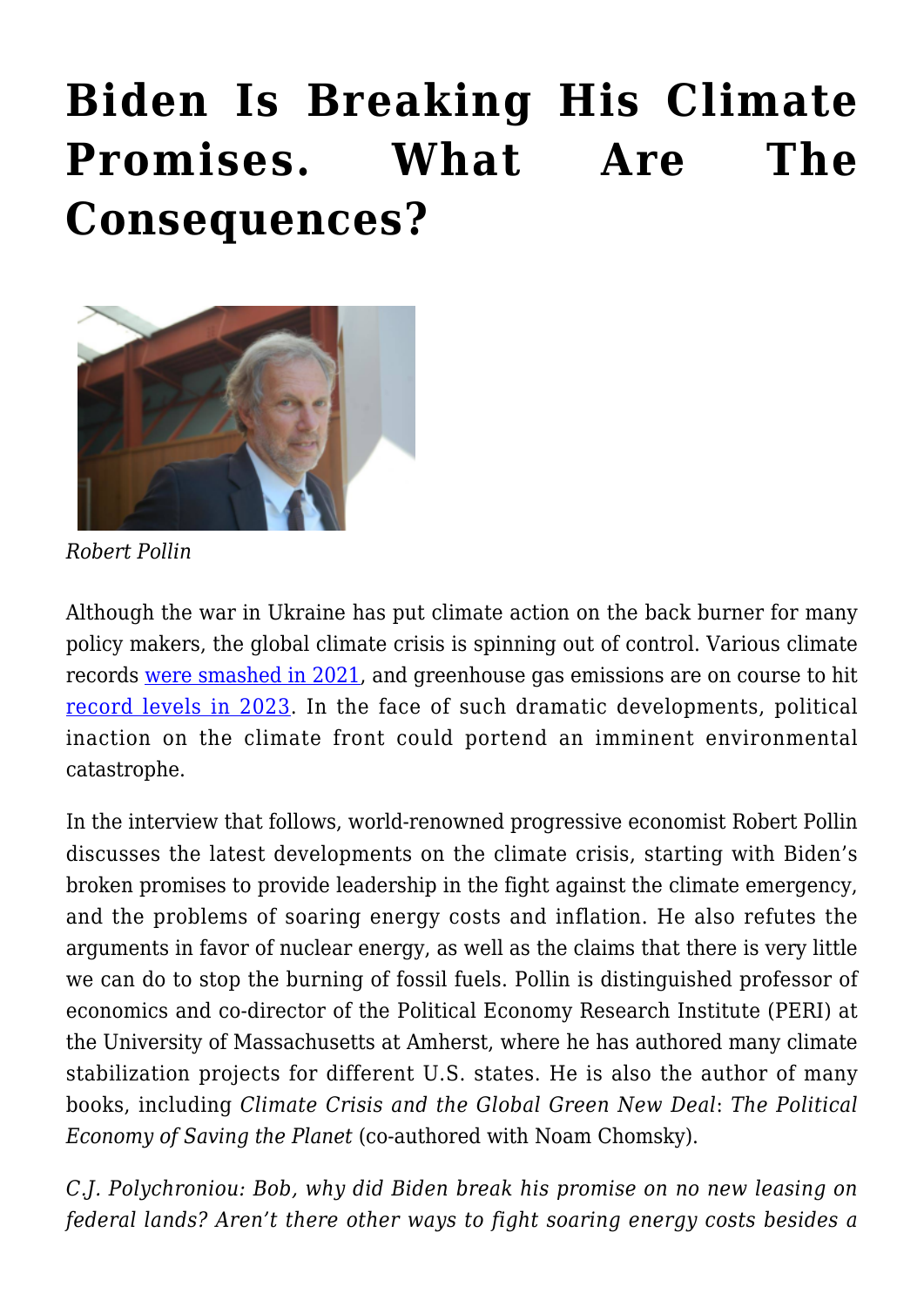# Biden Is Breaking His Climate Promises. What Are The Consequences?

*Robert Pollin*

Although the war in Ukraine has put climate action on the back burner for many policy makers, the global climate crisis is spinning out of control. Various climate records were smashed in 2021, and greenhouse gas emissions are on course to hit record levels in 2023. In the face of such dramatic developments, political inaction on the climate front could portend an imminent environmental catastrophe.

In the interview that follows, world-renowned progressive economist Robert Pollin discusses the latest developments on the climate crisis, starting with Biden's broken promises to provide leadership in the fight against the climate emergency, and the problems of soaring energy costs and inflation. He also refutes the arguments in favor of nuclear energy, as well as the claims that there is very little we can do to stop the burning of fossil fuels. Pollin is distinguished professor of economics and co-director of the Political Economy Research Institute (PERI) at the University of Massachusetts at Amherst, where he has authored many climate stabilization projects for different U.S. states. He is also the author of many books, including *Climate Crisis and the Global Green New Deal*: *The Political Economy of Saving the Planet* (co-authored with Noam Chomsky).

*C.J. Polychroniou: Bob, why did Biden break his promise on no new leasing on federal lands? Aren't there other ways to fight soaring energy costs besides a*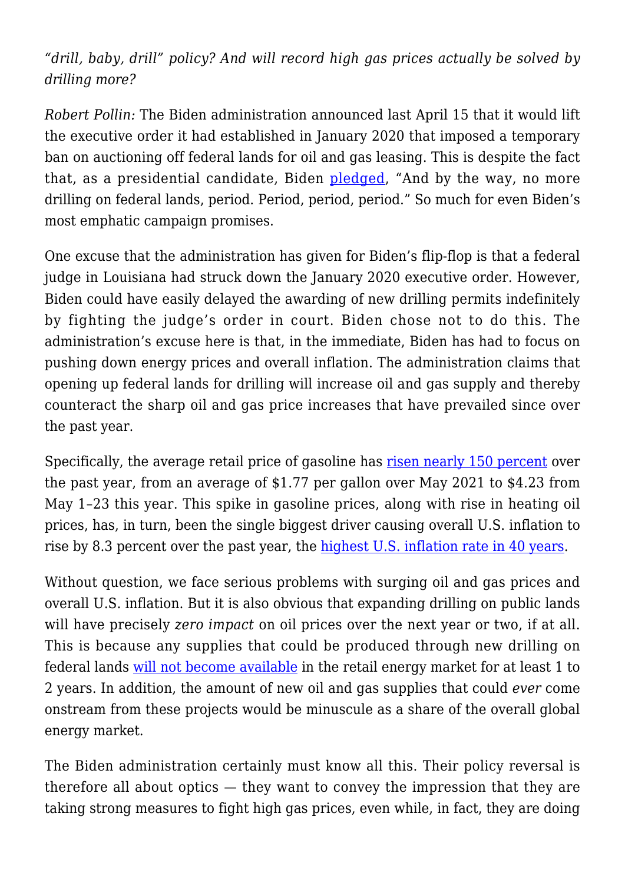*"drill, baby, drill" policy? And will record high gas prices actually be solved by drilling more?*

*Robert Pollin:* The Biden administration announced last April 15 that it would lift the executive order it had established in January 2020 that imposed a temporary ban on auctioning off federal lands for oil and gas leasing. This is despite the fact that, as a presidential candidate, Biden pledged, "And by the way, no more drilling on federal lands, period. Period, period, period." So much for even Biden's most emphatic campaign promises.

One excuse that the administration has given for Biden's flip-flop is that a federal judge in Louisiana had struck down the January 2020 executive order. However, Biden could have easily delayed the awarding of new drilling permits indefinitely by fighting the judge's order in court. Biden chose not to do this. The administration's excuse here is that, in the immediate, Biden has had to focus on pushing down energy prices and overall inflation. The administration claims that opening up federal lands for drilling will increase oil and gas supply and thereby counteract the sharp oil and gas price increases that have prevailed since over the past year.

Specifically, the average retail price of gasoline has risen nearly 150 percent over the past year, from an average of $1.77 per gallon over May 2021 to $4.23 from May 1–23 this year. This spike in gasoline prices, along with rise in heating oil prices, has, in turn, been the single biggest driver causing overall U.S. inflation to rise by 8.3 percent over the past year, the highest U.S. inflation rate in 40 years.

Without question, we face serious problems with surging oil and gas prices and overall U.S. inflation. But it is also obvious that expanding drilling on public lands will have precisely *zero impact* on oil prices over the next year or two, if at all. This is because any supplies that could be produced through new drilling on federal lands will not become available in the retail energy market for at least 1 to 2 years. In addition, the amount of new oil and gas supplies that could *ever* come onstream from these projects would be minuscule as a share of the overall global energy market.

The Biden administration certainly must know all this. Their policy reversal is therefore all about optics — they want to convey the impression that they are taking strong measures to fight high gas prices, even while, in fact, they are doing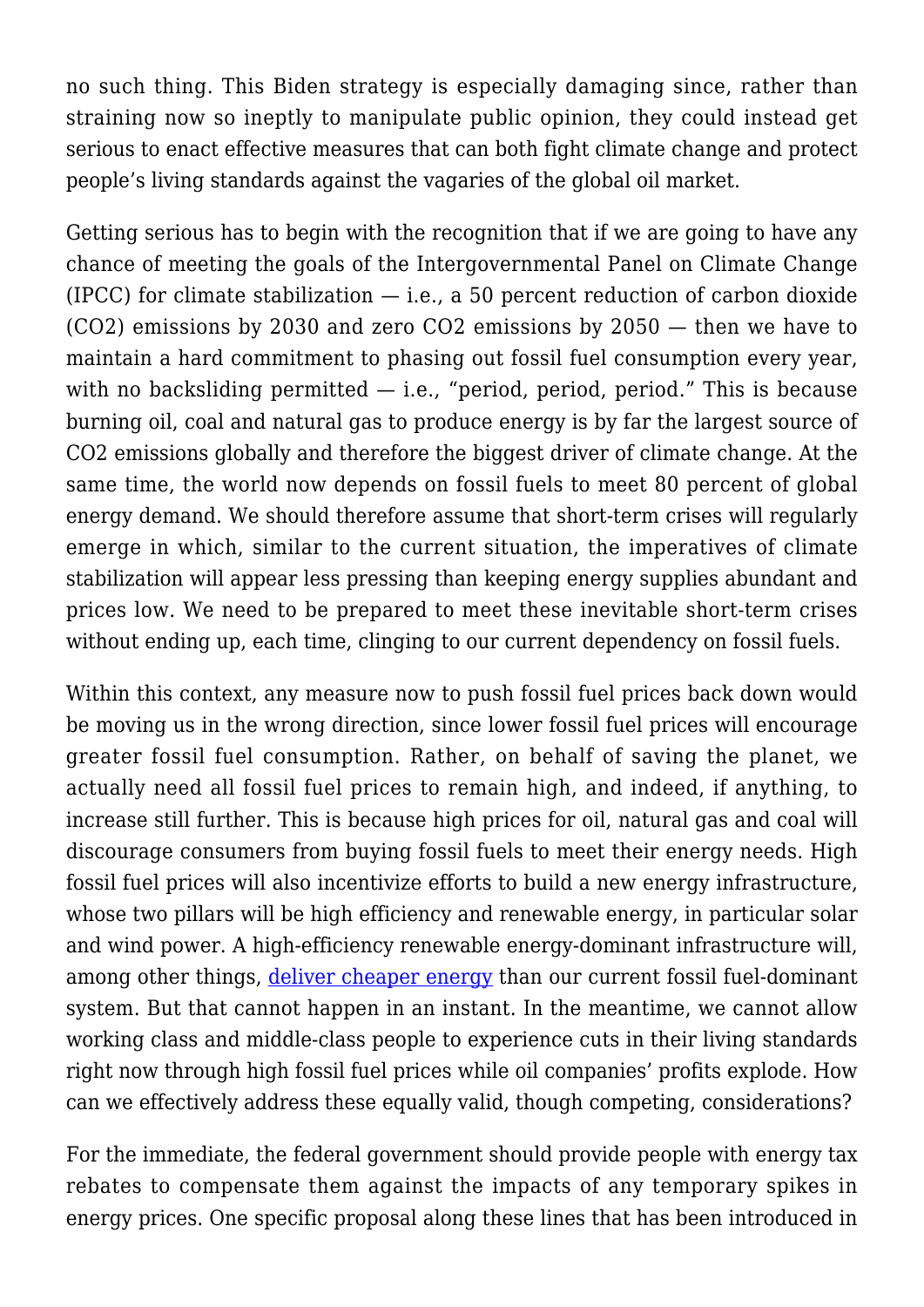no such thing. This Biden strategy is especially damaging since, rather than straining now so ineptly to manipulate public opinion, they could instead get serious to enact effective measures that can both fight climate change and protect people's living standards against the vagaries of the global oil market.

Getting serious has to begin with the recognition that if we are going to have any chance of meeting the goals of the Intergovernmental Panel on Climate Change (IPCC) for climate stabilization — i.e., a 50 percent reduction of carbon dioxide ($CO_2$) emissions by 2030 and zero $CO_2$ emissions by 2050 — then we have to maintain a hard commitment to phasing out fossil fuel consumption every year, with no backsliding permitted — i.e., "period, period, period." This is because burning oil, coal and natural gas to produce energy is by far the largest source of $CO_2$ emissions globally and therefore the biggest driver of climate change. At the same time, the world now depends on fossil fuels to meet 80 percent of global energy demand. We should therefore assume that short-term crises will regularly emerge in which, similar to the current situation, the imperatives of climate stabilization will appear less pressing than keeping energy supplies abundant and prices low. We need to be prepared to meet these inevitable short-term crises without ending up, each time, clinging to our current dependency on fossil fuels.

Within this context, any measure now to push fossil fuel prices back down would be moving us in the wrong direction, since lower fossil fuel prices will encourage greater fossil fuel consumption. Rather, on behalf of saving the planet, we actually need all fossil fuel prices to remain high, and indeed, if anything, to increase still further. This is because high prices for oil, natural gas and coal will discourage consumers from buying fossil fuels to meet their energy needs. High fossil fuel prices will also incentivize efforts to build a new energy infrastructure, whose two pillars will be high efficiency and renewable energy, in particular solar and wind power. A high-efficiency renewable energy-dominant infrastructure will, among other things, deliver cheaper energy than our current fossil fuel-dominant system. But that cannot happen in an instant. In the meantime, we cannot allow working class and middle-class people to experience cuts in their living standards right now through high fossil fuel prices while oil companies' profits explode. How can we effectively address these equally valid, though competing, considerations?

For the immediate, the federal government should provide people with energy tax rebates to compensate them against the impacts of any temporary spikes in energy prices. One specific proposal along these lines that has been introduced in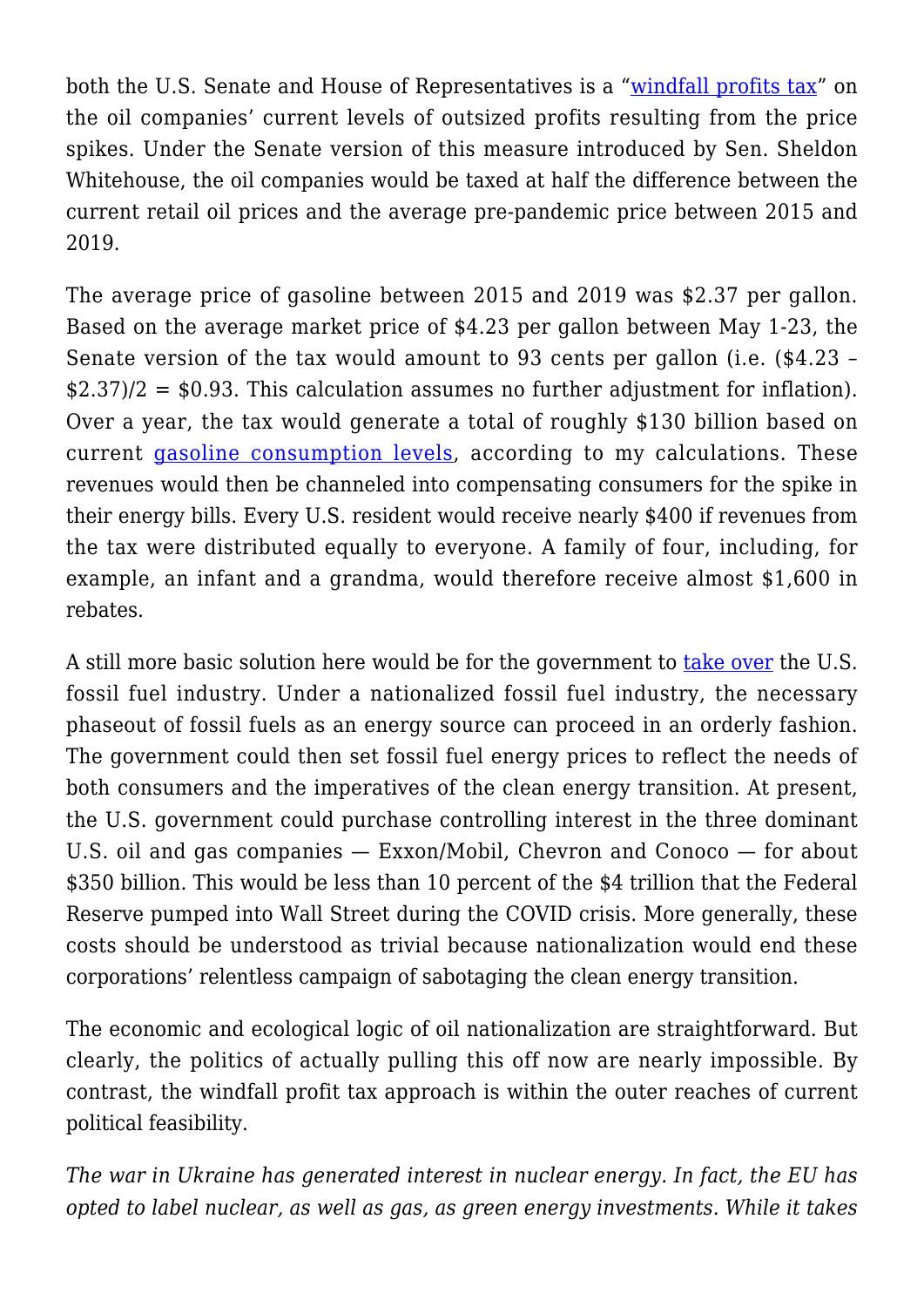both the U.S. Senate and House of Representatives is a "windfall profits tax" on the oil companies' current levels of outsized profits resulting from the price spikes. Under the Senate version of this measure introduced by Sen. Sheldon Whitehouse, the oil companies would be taxed at half the difference between the current retail oil prices and the average pre-pandemic price between 2015 and 2019.

The average price of gasoline between 2015 and 2019 was $2.37 per gallon. Based on the average market price of $4.23 per gallon between May 1-23, the Senate version of the tax would amount to 93 cents per gallon (i.e. ($4.23 – $2.37)/2 = $0.93. This calculation assumes no further adjustment for inflation). Over a year, the tax would generate a total of roughly $130 billion based on current gasoline consumption levels, according to my calculations. These revenues would then be channeled into compensating consumers for the spike in their energy bills. Every U.S. resident would receive nearly $400 if revenues from the tax were distributed equally to everyone. A family of four, including, for example, an infant and a grandma, would therefore receive almost $1,600 in rebates.

A still more basic solution here would be for the government to take over the U.S. fossil fuel industry. Under a nationalized fossil fuel industry, the necessary phaseout of fossil fuels as an energy source can proceed in an orderly fashion. The government could then set fossil fuel energy prices to reflect the needs of both consumers and the imperatives of the clean energy transition. At present, the U.S. government could purchase controlling interest in the three dominant U.S. oil and gas companies — Exxon/Mobil, Chevron and Conoco — for about $350 billion. This would be less than 10 percent of the $4 trillion that the Federal Reserve pumped into Wall Street during the COVID crisis. More generally, these costs should be understood as trivial because nationalization would end these corporations' relentless campaign of sabotaging the clean energy transition.

The economic and ecological logic of oil nationalization are straightforward. But clearly, the politics of actually pulling this off now are nearly impossible. By contrast, the windfall profit tax approach is within the outer reaches of current political feasibility.

*The war in Ukraine has generated interest in nuclear energy. In fact, the EU has opted to label nuclear, as well as gas, as green energy investments. While it takes*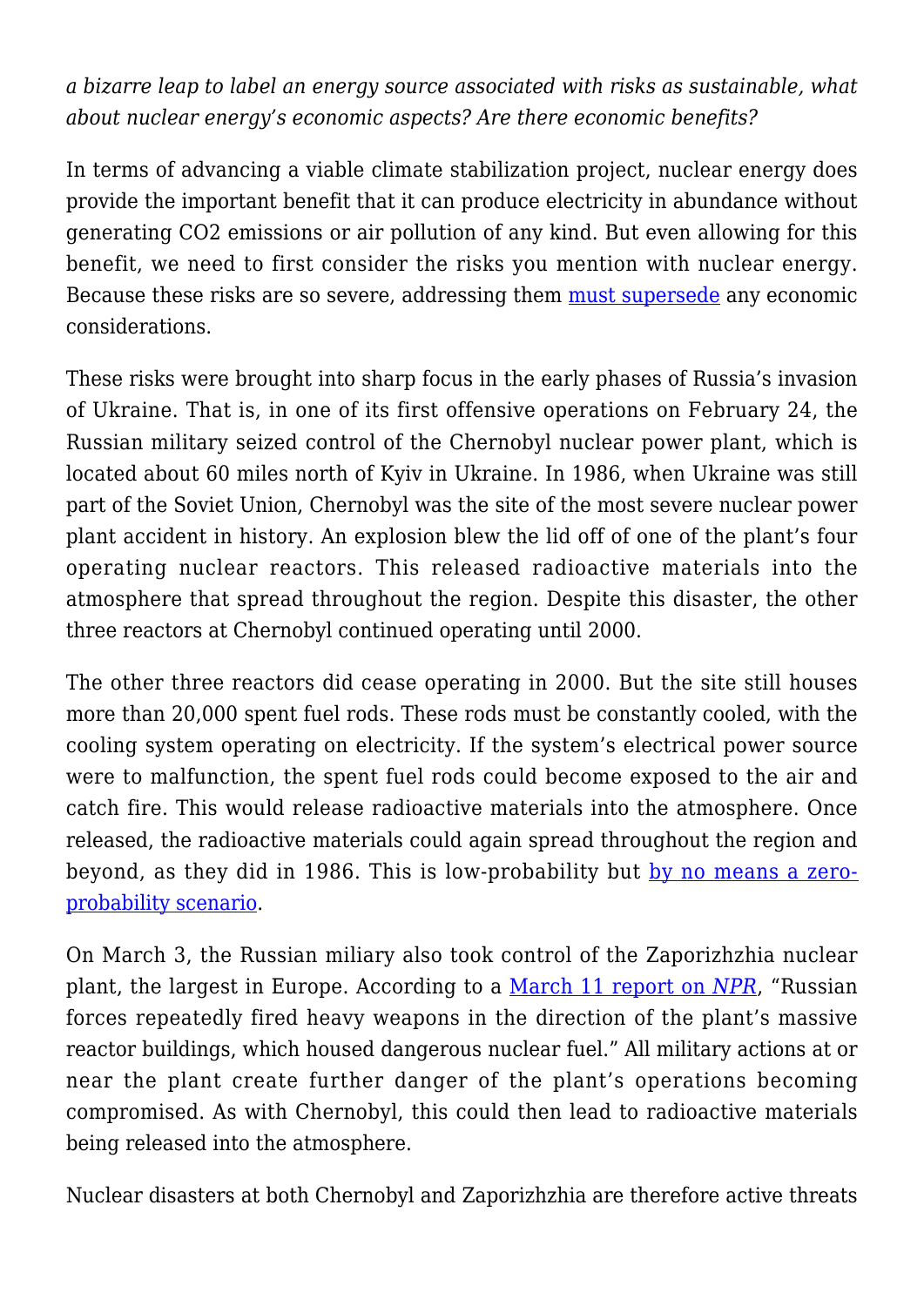*a bizarre leap to label an energy source associated with risks as sustainable, what about nuclear energy's economic aspects? Are there economic benefits?*

In terms of advancing a viable climate stabilization project, nuclear energy does provide the important benefit that it can produce electricity in abundance without generating CO2 emissions or air pollution of any kind. But even allowing for this benefit, we need to first consider the risks you mention with nuclear energy. Because these risks are so severe, addressing them must supersede any economic considerations.

These risks were brought into sharp focus in the early phases of Russia's invasion of Ukraine. That is, in one of its first offensive operations on February 24, the Russian military seized control of the Chernobyl nuclear power plant, which is located about 60 miles north of Kyiv in Ukraine. In 1986, when Ukraine was still part of the Soviet Union, Chernobyl was the site of the most severe nuclear power plant accident in history. An explosion blew the lid off of one of the plant's four operating nuclear reactors. This released radioactive materials into the atmosphere that spread throughout the region. Despite this disaster, the other three reactors at Chernobyl continued operating until 2000.

The other three reactors did cease operating in 2000. But the site still houses more than 20,000 spent fuel rods. These rods must be constantly cooled, with the cooling system operating on electricity. If the system's electrical power source were to malfunction, the spent fuel rods could become exposed to the air and catch fire. This would release radioactive materials into the atmosphere. Once released, the radioactive materials could again spread throughout the region and beyond, as they did in 1986. This is low-probability but by no means a zero-probability scenario.

On March 3, the Russian miliary also took control of the Zaporizhzhia nuclear plant, the largest in Europe. According to a March 11 report on *NPR*, "Russian forces repeatedly fired heavy weapons in the direction of the plant's massive reactor buildings, which housed dangerous nuclear fuel." All military actions at or near the plant create further danger of the plant's operations becoming compromised. As with Chernobyl, this could then lead to radioactive materials being released into the atmosphere.

Nuclear disasters at both Chernobyl and Zaporizhzhia are therefore active threats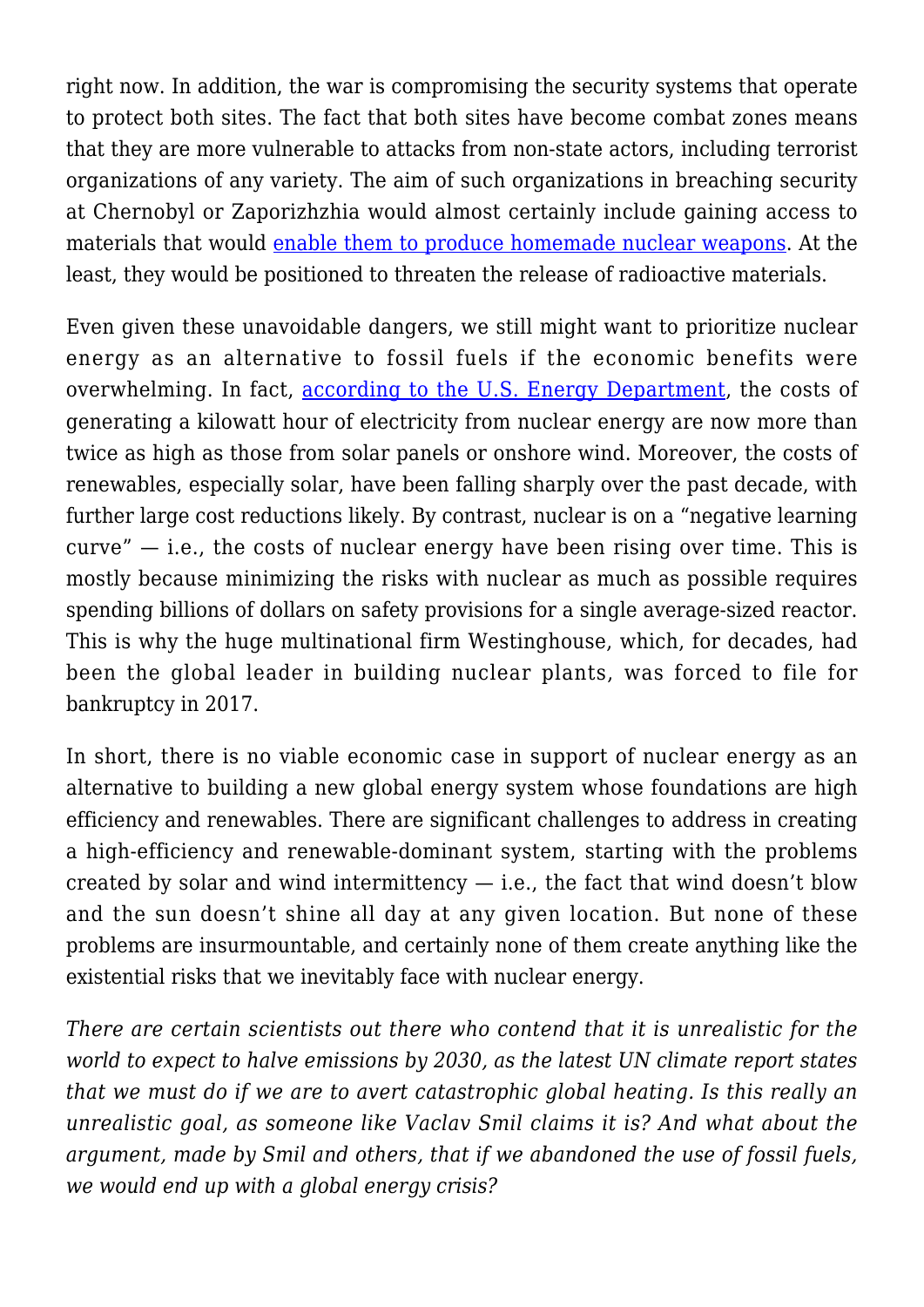right now. In addition, the war is compromising the security systems that operate to protect both sites. The fact that both sites have become combat zones means that they are more vulnerable to attacks from non-state actors, including terrorist organizations of any variety. The aim of such organizations in breaching security at Chernobyl or Zaporizhzhia would almost certainly include gaining access to materials that would enable them to produce homemade nuclear weapons. At the least, they would be positioned to threaten the release of radioactive materials.

Even given these unavoidable dangers, we still might want to prioritize nuclear energy as an alternative to fossil fuels if the economic benefits were overwhelming. In fact, according to the U.S. Energy Department, the costs of generating a kilowatt hour of electricity from nuclear energy are now more than twice as high as those from solar panels or onshore wind. Moreover, the costs of renewables, especially solar, have been falling sharply over the past decade, with further large cost reductions likely. By contrast, nuclear is on a "negative learning curve" — i.e., the costs of nuclear energy have been rising over time. This is mostly because minimizing the risks with nuclear as much as possible requires spending billions of dollars on safety provisions for a single average-sized reactor. This is why the huge multinational firm Westinghouse, which, for decades, had been the global leader in building nuclear plants, was forced to file for bankruptcy in 2017.

In short, there is no viable economic case in support of nuclear energy as an alternative to building a new global energy system whose foundations are high efficiency and renewables. There are significant challenges to address in creating a high-efficiency and renewable-dominant system, starting with the problems created by solar and wind intermittency — i.e., the fact that wind doesn't blow and the sun doesn't shine all day at any given location. But none of these problems are insurmountable, and certainly none of them create anything like the existential risks that we inevitably face with nuclear energy.

*There are certain scientists out there who contend that it is unrealistic for the world to expect to halve emissions by 2030, as the latest UN climate report states that we must do if we are to avert catastrophic global heating. Is this really an unrealistic goal, as someone like Vaclav Smil claims it is? And what about the argument, made by Smil and others, that if we abandoned the use of fossil fuels, we would end up with a global energy crisis?*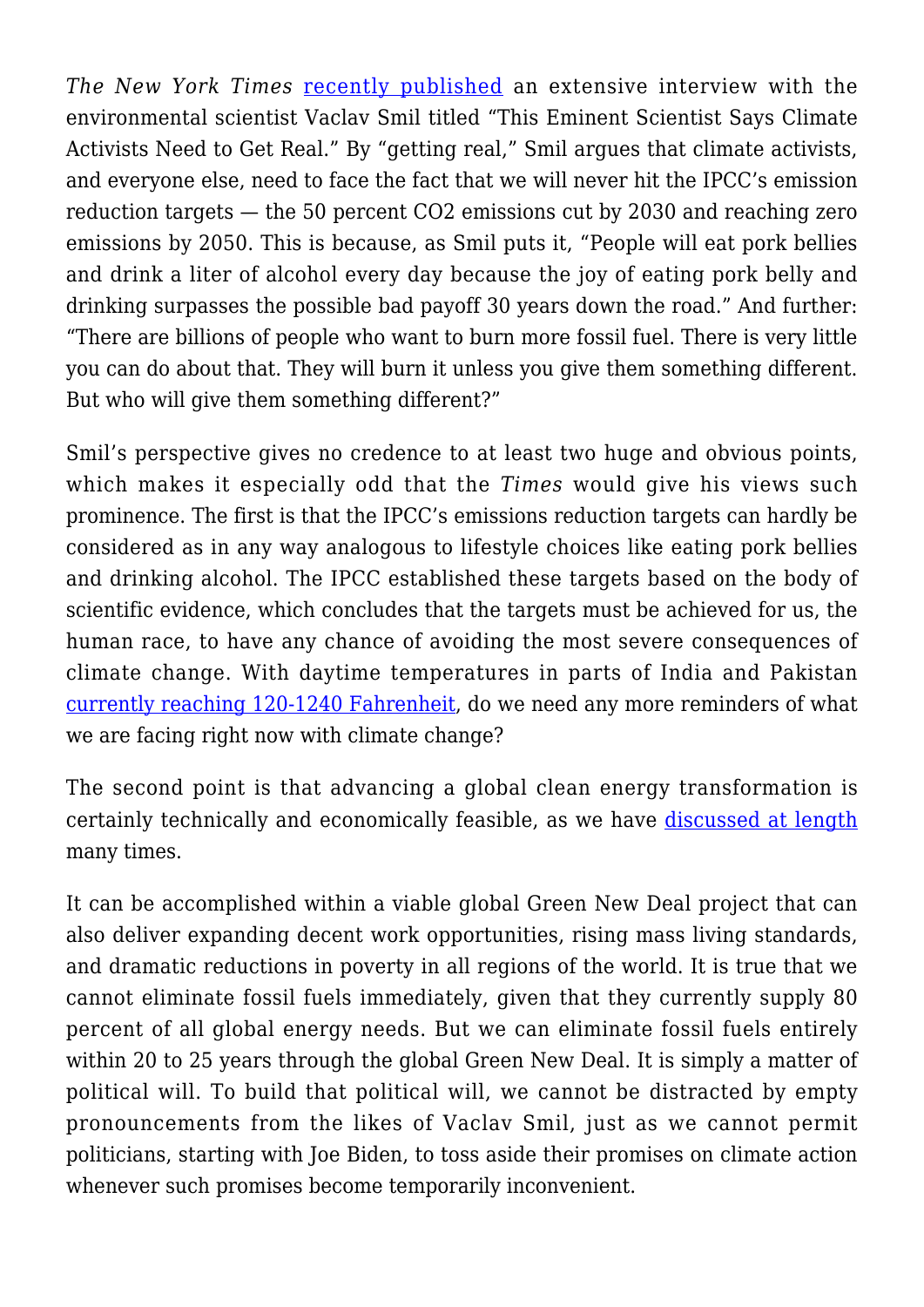*The New York Times* recently published an extensive interview with the environmental scientist Vaclav Smil titled "This Eminent Scientist Says Climate Activists Need to Get Real." By "getting real," Smil argues that climate activists, and everyone else, need to face the fact that we will never hit the IPCC's emission reduction targets — the 50 percent CO2 emissions cut by 2030 and reaching zero emissions by 2050. This is because, as Smil puts it, "People will eat pork bellies and drink a liter of alcohol every day because the joy of eating pork belly and drinking surpasses the possible bad payoff 30 years down the road." And further: "There are billions of people who want to burn more fossil fuel. There is very little you can do about that. They will burn it unless you give them something different. But who will give them something different?"

Smil's perspective gives no credence to at least two huge and obvious points, which makes it especially odd that the *Times* would give his views such prominence. The first is that the IPCC's emissions reduction targets can hardly be considered as in any way analogous to lifestyle choices like eating pork bellies and drinking alcohol. The IPCC established these targets based on the body of scientific evidence, which concludes that the targets must be achieved for us, the human race, to have any chance of avoiding the most severe consequences of climate change. With daytime temperatures in parts of India and Pakistan currently reaching 120-1240 Fahrenheit, do we need any more reminders of what we are facing right now with climate change?

The second point is that advancing a global clean energy transformation is certainly technically and economically feasible, as we have discussed at length many times.

It can be accomplished within a viable global Green New Deal project that can also deliver expanding decent work opportunities, rising mass living standards, and dramatic reductions in poverty in all regions of the world. It is true that we cannot eliminate fossil fuels immediately, given that they currently supply 80 percent of all global energy needs. But we can eliminate fossil fuels entirely within 20 to 25 years through the global Green New Deal. It is simply a matter of political will. To build that political will, we cannot be distracted by empty pronouncements from the likes of Vaclav Smil, just as we cannot permit politicians, starting with Joe Biden, to toss aside their promises on climate action whenever such promises become temporarily inconvenient.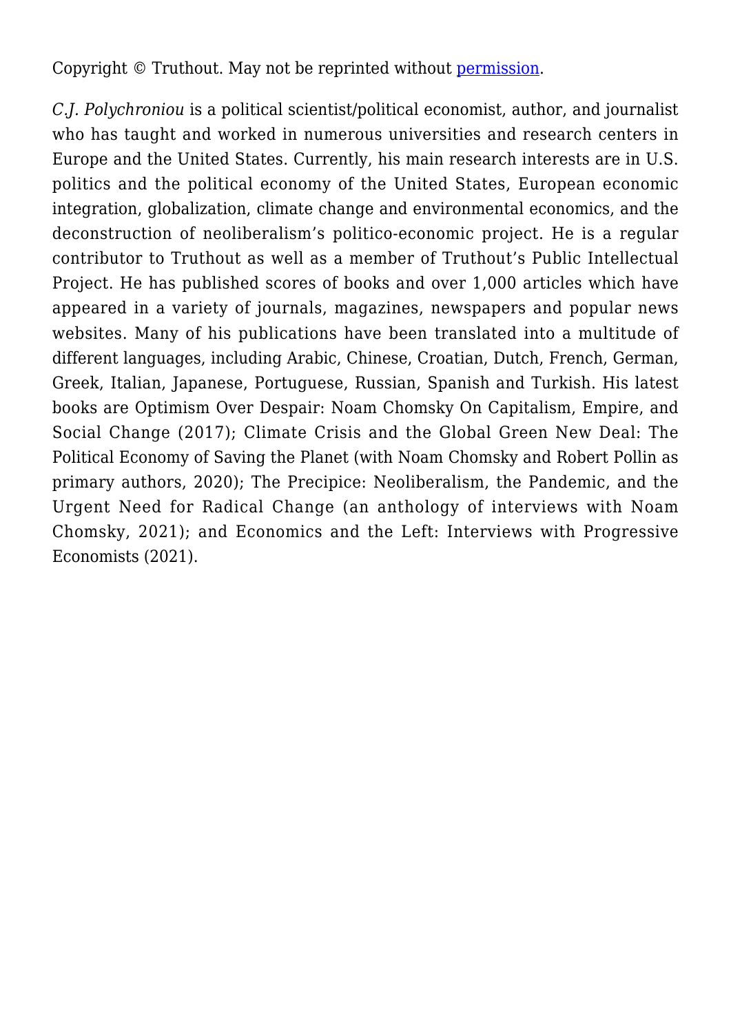Copyright © Truthout. May not be reprinted without [permission](permission).

*C.J. Polychroniou* is a political scientist/political economist, author, and journalist who has taught and worked in numerous universities and research centers in Europe and the United States. Currently, his main research interests are in U.S. politics and the political economy of the United States, European economic integration, globalization, climate change and environmental economics, and the deconstruction of neoliberalism's politico-economic project. He is a regular contributor to Truthout as well as a member of Truthout's Public Intellectual Project. He has published scores of books and over 1,000 articles which have appeared in a variety of journals, magazines, newspapers and popular news websites. Many of his publications have been translated into a multitude of different languages, including Arabic, Chinese, Croatian, Dutch, French, German, Greek, Italian, Japanese, Portuguese, Russian, Spanish and Turkish. His latest books are Optimism Over Despair: Noam Chomsky On Capitalism, Empire, and Social Change (2017); Climate Crisis and the Global Green New Deal: The Political Economy of Saving the Planet (with Noam Chomsky and Robert Pollin as primary authors, 2020); The Precipice: Neoliberalism, the Pandemic, and the Urgent Need for Radical Change (an anthology of interviews with Noam Chomsky, 2021); and Economics and the Left: Interviews with Progressive Economists (2021).